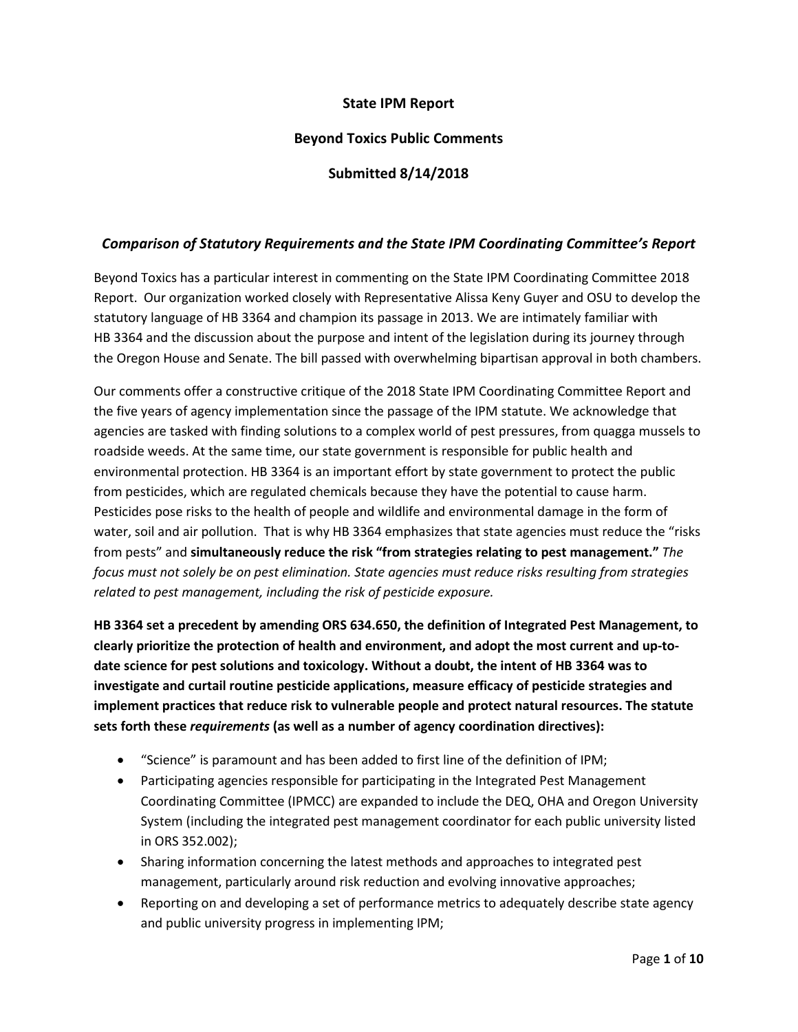**State IPM Report**

**Beyond Toxics Public Comments**

**Submitted 8/14/2018**

### *Comparison of Statutory Requirements and the State IPM Coordinating Committee's Report*

Beyond Toxics has a particular interest in commenting on the State IPM Coordinating Committee 2018 Report. Our organization worked closely with Representative Alissa Keny Guyer and OSU to develop the statutory language of HB 3364 and champion its passage in 2013. We are intimately familiar with HB 3364 and the discussion about the purpose and intent of the legislation during its journey through the Oregon House and Senate. The bill passed with overwhelming bipartisan approval in both chambers.

Our comments offer a constructive critique of the 2018 State IPM Coordinating Committee Report and the five years of agency implementation since the passage of the IPM statute. We acknowledge that agencies are tasked with finding solutions to a complex world of pest pressures, from quagga mussels to roadside weeds. At the same time, our state government is responsible for public health and environmental protection. HB 3364 is an important effort by state government to protect the public from pesticides, which are regulated chemicals because they have the potential to cause harm. Pesticides pose risks to the health of people and wildlife and environmental damage in the form of water, soil and air pollution. That is why HB 3364 emphasizes that state agencies must reduce the "risks from pests" and **simultaneously reduce the risk "from strategies relating to pest management."** *The focus must not solely be on pest elimination. State agencies must reduce risks resulting from strategies related to pest management, including the risk of pesticide exposure.*

**HB 3364 set a precedent by amending ORS 634.650, the definition of Integrated Pest Management, to clearly prioritize the protection of health and environment, and adopt the most current and up-to-date science for pest solutions and toxicology. Without a doubt, the intent of HB 3364 was to investigate and curtail routine pesticide applications, measure efficacy of pesticide strategies and implement practices that reduce risk to vulnerable people and protect natural resources. The statute sets forth these *requirements* (as well as a number of agency coordination directives):**

- "Science" is paramount and has been added to first line of the definition of IPM;
- Participating agencies responsible for participating in the Integrated Pest Management Coordinating Committee (IPMCC) are expanded to include the DEQ, OHA and Oregon University System (including the integrated pest management coordinator for each public university listed in ORS 352.002);
- Sharing information concerning the latest methods and approaches to integrated pest management, particularly around risk reduction and evolving innovative approaches;
- Reporting on and developing a set of performance metrics to adequately describe state agency and public university progress in implementing IPM;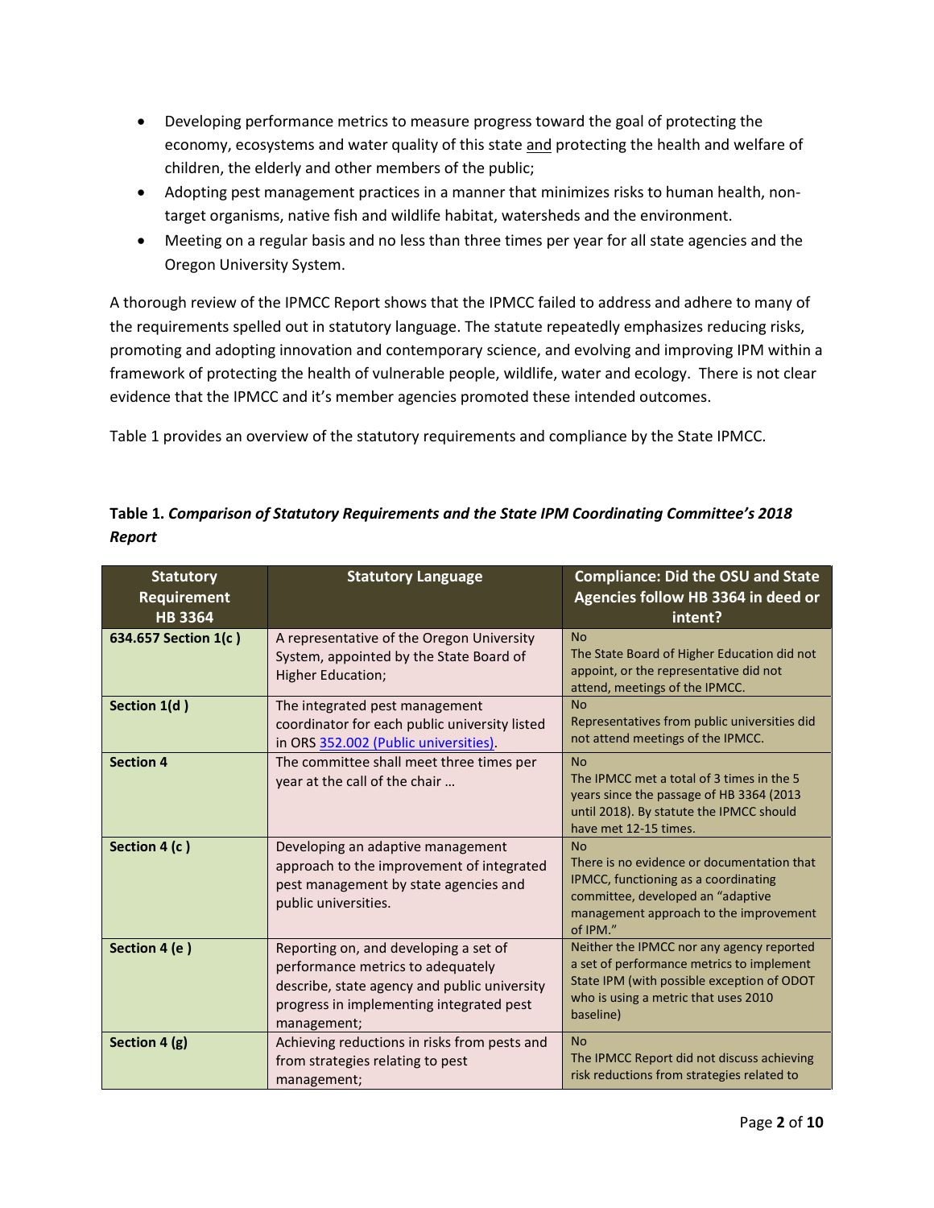- Developing performance metrics to measure progress toward the goal of protecting the economy, ecosystems and water quality of this state and protecting the health and welfare of children, the elderly and other members of the public;
- Adopting pest management practices in a manner that minimizes risks to human health, non-target organisms, native fish and wildlife habitat, watersheds and the environment.
- Meeting on a regular basis and no less than three times per year for all state agencies and the Oregon University System.

A thorough review of the IPMCC Report shows that the IPMCC failed to address and adhere to many of the requirements spelled out in statutory language. The statute repeatedly emphasizes reducing risks, promoting and adopting innovation and contemporary science, and evolving and improving IPM within a framework of protecting the health of vulnerable people, wildlife, water and ecology. There is not clear evidence that the IPMCC and it's member agencies promoted these intended outcomes.

Table 1 provides an overview of the statutory requirements and compliance by the State IPMCC.

**Table 1.** ***Comparison of Statutory Requirements and the State IPM Coordinating Committee's 2018 Report***

| Statutory Requirement HB 3364 | Statutory Language | Compliance: Did the OSU and State Agencies follow HB 3364 in deed or intent? |
|---|---|---|
| **634.657 Section 1(c )** | A representative of the Oregon University System, appointed by the State Board of Higher Education; | No<br>The State Board of Higher Education did not appoint, or the representative did not attend, meetings of the IPMCC. |
| **Section 1(d )** | The integrated pest management coordinator for each public university listed in ORS 352.002 (Public universities). | No<br>Representatives from public universities did not attend meetings of the IPMCC. |
| **Section 4** | The committee shall meet three times per year at the call of the chair … | No<br>The IPMCC met a total of 3 times in the 5 years since the passage of HB 3364 (2013 until 2018). By statute the IPMCC should have met 12-15 times. |
| **Section 4 (c )** | Developing an adaptive management approach to the improvement of integrated pest management by state agencies and public universities. | No<br>There is no evidence or documentation that IPMCC, functioning as a coordinating committee, developed an "adaptive management approach to the improvement of IPM." |
| **Section 4 (e )** | Reporting on, and developing a set of performance metrics to adequately describe, state agency and public university progress in implementing integrated pest management; | Neither the IPMCC nor any agency reported a set of performance metrics to implement State IPM (with possible exception of ODOT who is using a metric that uses 2010 baseline) |
| **Section 4 (g)** | Achieving reductions in risks from pests and from strategies relating to pest management; | No<br>The IPMCC Report did not discuss achieving risk reductions from strategies related to |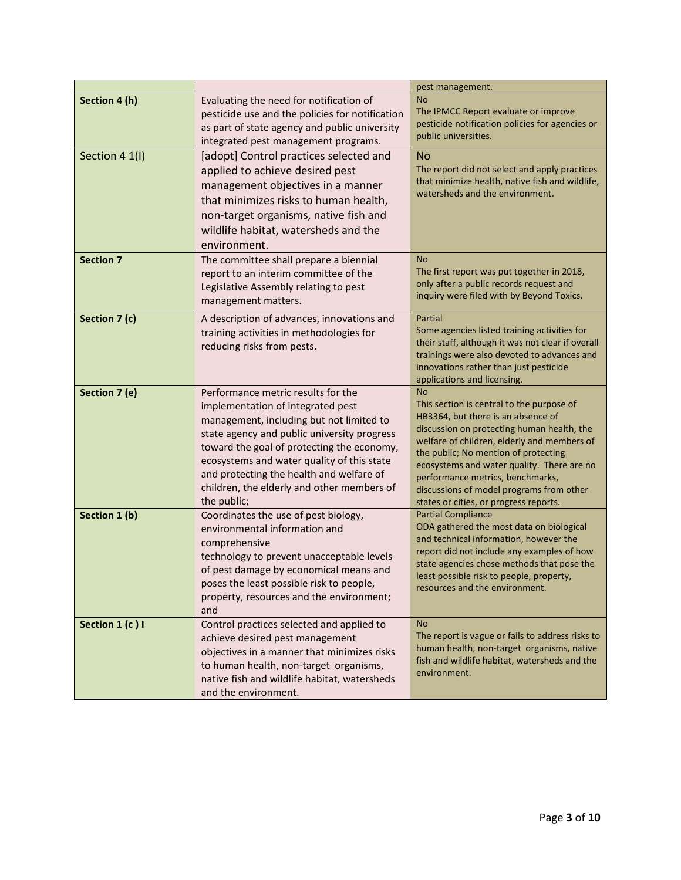| | | |
|---|---|---|
| | | pest management. |
| **Section 4 (h)** | Evaluating the need for notification of pesticide use and the policies for notification as part of state agency and public university integrated pest management programs. | No<br>The IPMCC Report evaluate or improve pesticide notification policies for agencies or public universities. |
| Section 4 1(I) | [adopt] Control practices selected and applied to achieve desired pest management objectives in a manner that minimizes risks to human health, non-target organisms, native fish and wildlife habitat, watersheds and the environment. | No<br>The report did not select and apply practices that minimize health, native fish and wildlife, watersheds and the environment. |
| **Section 7** | The committee shall prepare a biennial report to an interim committee of the Legislative Assembly relating to pest management matters. | No<br>The first report was put together in 2018, only after a public records request and inquiry were filed with by Beyond Toxics. |
| **Section 7 (c)** | A description of advances, innovations and training activities in methodologies for reducing risks from pests. | Partial<br>Some agencies listed training activities for their staff, although it was not clear if overall trainings were also devoted to advances and innovations rather than just pesticide applications and licensing. |
| **Section 7 (e)** | Performance metric results for the implementation of integrated pest management, including but not limited to state agency and public university progress toward the goal of protecting the economy, ecosystems and water quality of this state and protecting the health and welfare of children, the elderly and other members of the public; | No<br>This section is central to the purpose of HB3364, but there is an absence of discussion on protecting human health, the welfare of children, elderly and members of the public; No mention of protecting ecosystems and water quality. There are no performance metrics, benchmarks, discussions of model programs from other states or cities, or progress reports. |
| **Section 1 (b)** | Coordinates the use of pest biology, environmental information and comprehensive technology to prevent unacceptable levels of pest damage by economical means and poses the least possible risk to people, property, resources and the environment; and | Partial Compliance<br>ODA gathered the most data on biological and technical information, however the report did not include any examples of how state agencies chose methods that pose the least possible risk to people, property, resources and the environment. |
| **Section 1 (c ) I** | Control practices selected and applied to achieve desired pest management objectives in a manner that minimizes risks to human health, non-target organisms, native fish and wildlife habitat, watersheds and the environment. | No<br>The report is vague or fails to address risks to human health, non-target organisms, native fish and wildlife habitat, watersheds and the environment. |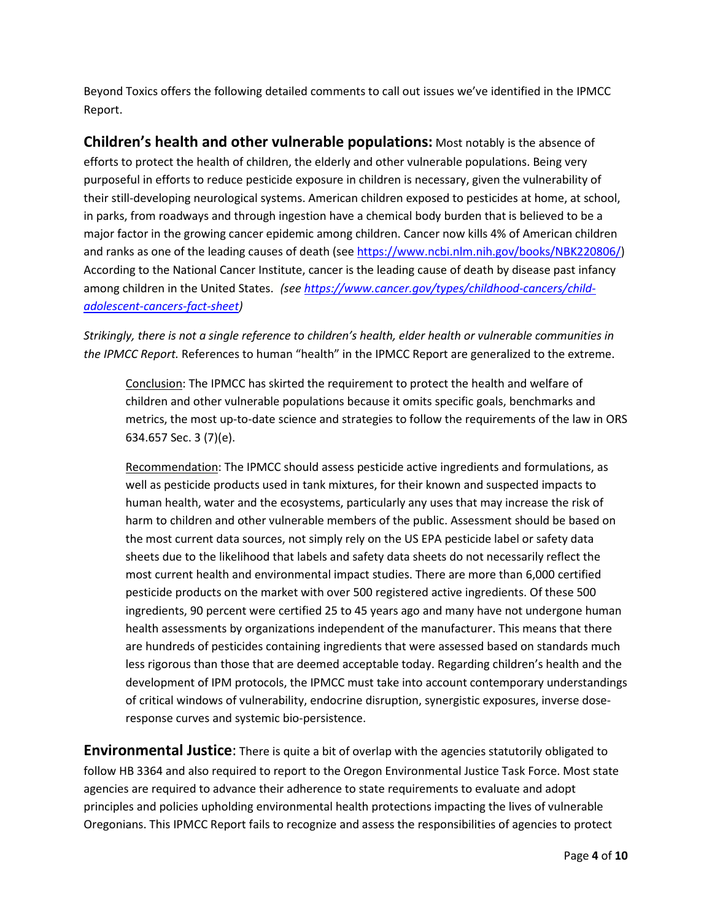Beyond Toxics offers the following detailed comments to call out issues we've identified in the IPMCC Report.

**Children's health and other vulnerable populations:** Most notably is the absence of efforts to protect the health of children, the elderly and other vulnerable populations. Being very purposeful in efforts to reduce pesticide exposure in children is necessary, given the vulnerability of their still-developing neurological systems. American children exposed to pesticides at home, at school, in parks, from roadways and through ingestion have a chemical body burden that is believed to be a major factor in the growing cancer epidemic among children. Cancer now kills 4% of American children and ranks as one of the leading causes of death (see https://www.ncbi.nlm.nih.gov/books/NBK220806/) According to the National Cancer Institute, cancer is the leading cause of death by disease past infancy among children in the United States. *(see https://www.cancer.gov/types/childhood-cancers/child-adolescent-cancers-fact-sheet)*

*Strikingly, there is not a single reference to children's health, elder health or vulnerable communities in the IPMCC Report.* References to human "health" in the IPMCC Report are generalized to the extreme.

> Conclusion: The IPMCC has skirted the requirement to protect the health and welfare of children and other vulnerable populations because it omits specific goals, benchmarks and metrics, the most up-to-date science and strategies to follow the requirements of the law in ORS 634.657 Sec. 3 (7)(e).
>
> Recommendation: The IPMCC should assess pesticide active ingredients and formulations, as well as pesticide products used in tank mixtures, for their known and suspected impacts to human health, water and the ecosystems, particularly any uses that may increase the risk of harm to children and other vulnerable members of the public. Assessment should be based on the most current data sources, not simply rely on the US EPA pesticide label or safety data sheets due to the likelihood that labels and safety data sheets do not necessarily reflect the most current health and environmental impact studies. There are more than 6,000 certified pesticide products on the market with over 500 registered active ingredients. Of these 500 ingredients, 90 percent were certified 25 to 45 years ago and many have not undergone human health assessments by organizations independent of the manufacturer. This means that there are hundreds of pesticides containing ingredients that were assessed based on standards much less rigorous than those that are deemed acceptable today. Regarding children's health and the development of IPM protocols, the IPMCC must take into account contemporary understandings of critical windows of vulnerability, endocrine disruption, synergistic exposures, inverse dose-response curves and systemic bio-persistence.

**Environmental Justice**: There is quite a bit of overlap with the agencies statutorily obligated to follow HB 3364 and also required to report to the Oregon Environmental Justice Task Force. Most state agencies are required to advance their adherence to state requirements to evaluate and adopt principles and policies upholding environmental health protections impacting the lives of vulnerable Oregonians. This IPMCC Report fails to recognize and assess the responsibilities of agencies to protect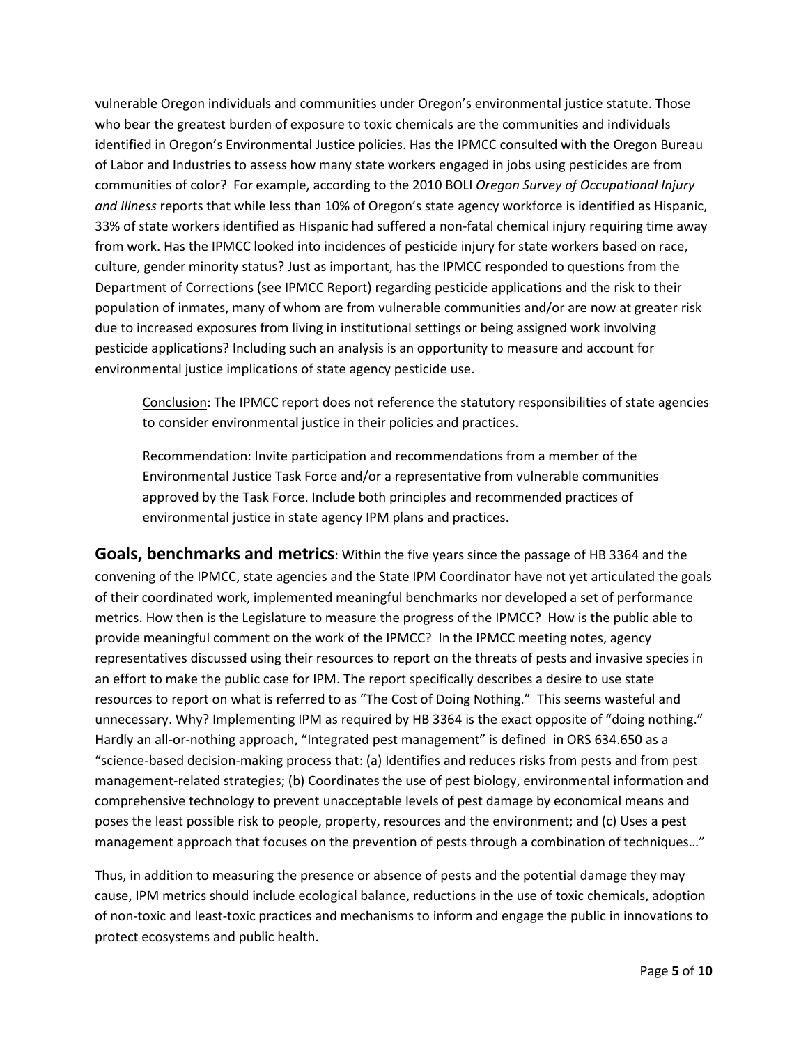vulnerable Oregon individuals and communities under Oregon's environmental justice statute. Those who bear the greatest burden of exposure to toxic chemicals are the communities and individuals identified in Oregon's Environmental Justice policies. Has the IPMCC consulted with the Oregon Bureau of Labor and Industries to assess how many state workers engaged in jobs using pesticides are from communities of color? For example, according to the 2010 BOLI *Oregon Survey of Occupational Injury and Illness* reports that while less than 10% of Oregon's state agency workforce is identified as Hispanic, 33% of state workers identified as Hispanic had suffered a non-fatal chemical injury requiring time away from work. Has the IPMCC looked into incidences of pesticide injury for state workers based on race, culture, gender minority status? Just as important, has the IPMCC responded to questions from the Department of Corrections (see IPMCC Report) regarding pesticide applications and the risk to their population of inmates, many of whom are from vulnerable communities and/or are now at greater risk due to increased exposures from living in institutional settings or being assigned work involving pesticide applications? Including such an analysis is an opportunity to measure and account for environmental justice implications of state agency pesticide use.

> <u>Conclusion</u>: The IPMCC report does not reference the statutory responsibilities of state agencies to consider environmental justice in their policies and practices.
>
> <u>Recommendation</u>: Invite participation and recommendations from a member of the Environmental Justice Task Force and/or a representative from vulnerable communities approved by the Task Force. Include both principles and recommended practices of environmental justice in state agency IPM plans and practices.

**Goals, benchmarks and metrics**: Within the five years since the passage of HB 3364 and the convening of the IPMCC, state agencies and the State IPM Coordinator have not yet articulated the goals of their coordinated work, implemented meaningful benchmarks nor developed a set of performance metrics. How then is the Legislature to measure the progress of the IPMCC? How is the public able to provide meaningful comment on the work of the IPMCC? In the IPMCC meeting notes, agency representatives discussed using their resources to report on the threats of pests and invasive species in an effort to make the public case for IPM. The report specifically describes a desire to use state resources to report on what is referred to as "The Cost of Doing Nothing." This seems wasteful and unnecessary. Why? Implementing IPM as required by HB 3364 is the exact opposite of "doing nothing." Hardly an all-or-nothing approach, "Integrated pest management" is defined in ORS 634.650 as a "science-based decision-making process that: (a) Identifies and reduces risks from pests and from pest management-related strategies; (b) Coordinates the use of pest biology, environmental information and comprehensive technology to prevent unacceptable levels of pest damage by economical means and poses the least possible risk to people, property, resources and the environment; and (c) Uses a pest management approach that focuses on the prevention of pests through a combination of techniques…"

Thus, in addition to measuring the presence or absence of pests and the potential damage they may cause, IPM metrics should include ecological balance, reductions in the use of toxic chemicals, adoption of non-toxic and least-toxic practices and mechanisms to inform and engage the public in innovations to protect ecosystems and public health.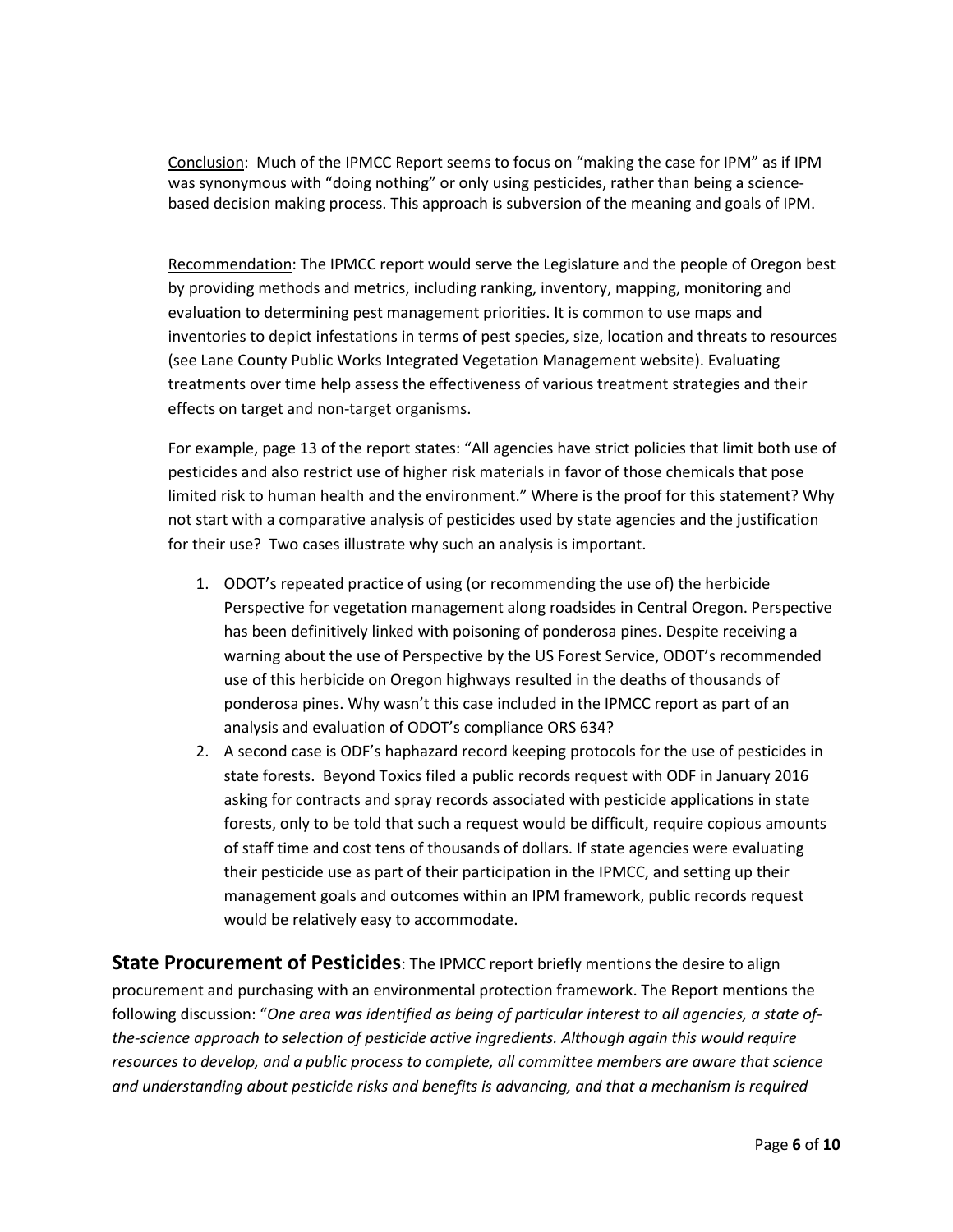Conclusion: Much of the IPMCC Report seems to focus on "making the case for IPM" as if IPM was synonymous with "doing nothing" or only using pesticides, rather than being a science-based decision making process. This approach is subversion of the meaning and goals of IPM.

Recommendation: The IPMCC report would serve the Legislature and the people of Oregon best by providing methods and metrics, including ranking, inventory, mapping, monitoring and evaluation to determining pest management priorities. It is common to use maps and inventories to depict infestations in terms of pest species, size, location and threats to resources (see Lane County Public Works Integrated Vegetation Management website). Evaluating treatments over time help assess the effectiveness of various treatment strategies and their effects on target and non-target organisms.

For example, page 13 of the report states: "All agencies have strict policies that limit both use of pesticides and also restrict use of higher risk materials in favor of those chemicals that pose limited risk to human health and the environment." Where is the proof for this statement? Why not start with a comparative analysis of pesticides used by state agencies and the justification for their use? Two cases illustrate why such an analysis is important.

1. ODOT's repeated practice of using (or recommending the use of) the herbicide Perspective for vegetation management along roadsides in Central Oregon. Perspective has been definitively linked with poisoning of ponderosa pines. Despite receiving a warning about the use of Perspective by the US Forest Service, ODOT's recommended use of this herbicide on Oregon highways resulted in the deaths of thousands of ponderosa pines. Why wasn't this case included in the IPMCC report as part of an analysis and evaluation of ODOT's compliance ORS 634?
2. A second case is ODF's haphazard record keeping protocols for the use of pesticides in state forests. Beyond Toxics filed a public records request with ODF in January 2016 asking for contracts and spray records associated with pesticide applications in state forests, only to be told that such a request would be difficult, require copious amounts of staff time and cost tens of thousands of dollars. If state agencies were evaluating their pesticide use as part of their participation in the IPMCC, and setting up their management goals and outcomes within an IPM framework, public records request would be relatively easy to accommodate.

**State Procurement of Pesticides**: The IPMCC report briefly mentions the desire to align procurement and purchasing with an environmental protection framework. The Report mentions the following discussion: "*One area was identified as being of particular interest to all agencies, a state of-the-science approach to selection of pesticide active ingredients. Although again this would require resources to develop, and a public process to complete, all committee members are aware that science and understanding about pesticide risks and benefits is advancing, and that a mechanism is required*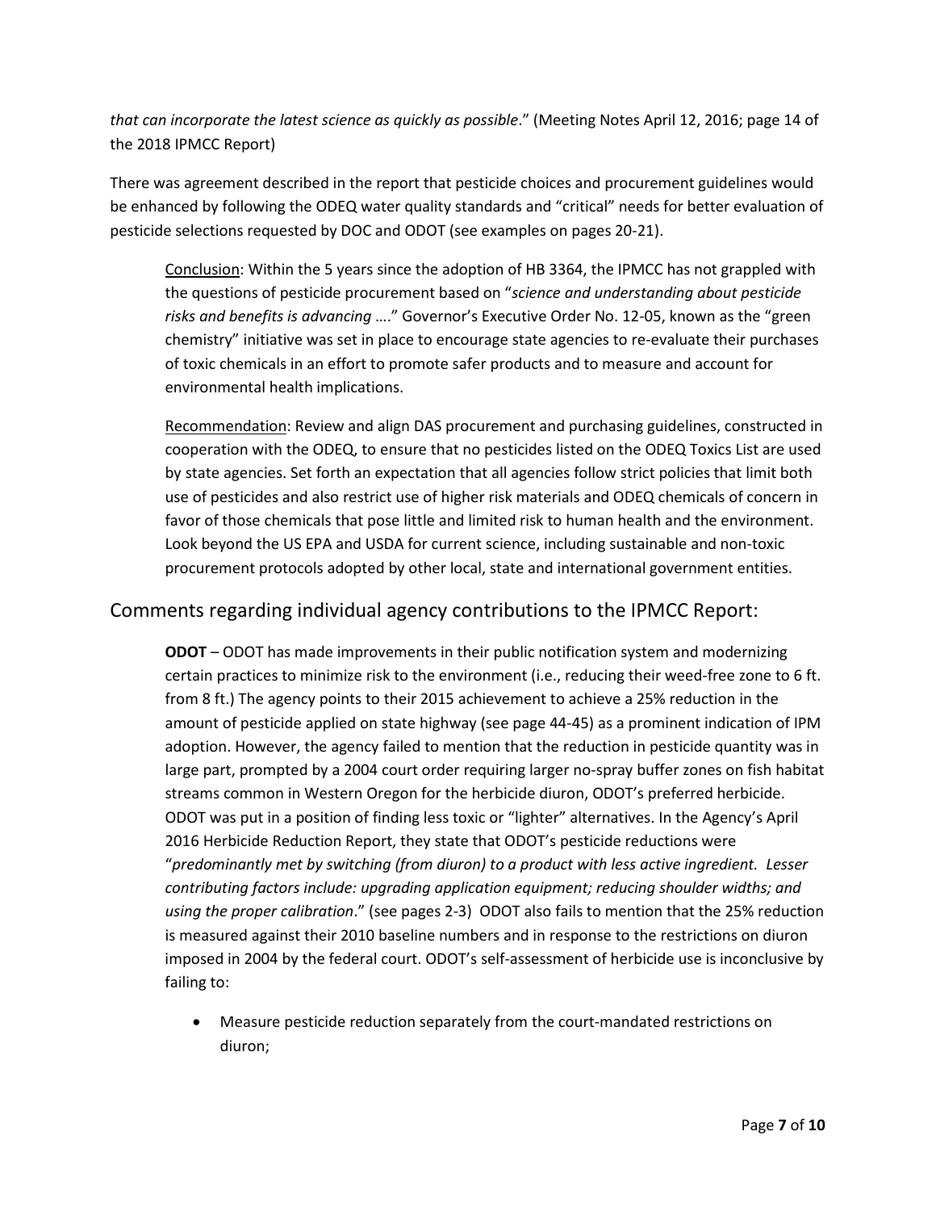*that can incorporate the latest science as quickly as possible*." (Meeting Notes April 12, 2016; page 14 of the 2018 IPMCC Report)

There was agreement described in the report that pesticide choices and procurement guidelines would be enhanced by following the ODEQ water quality standards and "critical" needs for better evaluation of pesticide selections requested by DOC and ODOT (see examples on pages 20-21).

> Conclusion: Within the 5 years since the adoption of HB 3364, the IPMCC has not grappled with the questions of pesticide procurement based on "*science and understanding about pesticide risks and benefits is advancing* …." Governor's Executive Order No. 12-05, known as the "green chemistry" initiative was set in place to encourage state agencies to re-evaluate their purchases of toxic chemicals in an effort to promote safer products and to measure and account for environmental health implications.
>
> Recommendation: Review and align DAS procurement and purchasing guidelines, constructed in cooperation with the ODEQ, to ensure that no pesticides listed on the ODEQ Toxics List are used by state agencies. Set forth an expectation that all agencies follow strict policies that limit both use of pesticides and also restrict use of higher risk materials and ODEQ chemicals of concern in favor of those chemicals that pose little and limited risk to human health and the environment. Look beyond the US EPA and USDA for current science, including sustainable and non-toxic procurement protocols adopted by other local, state and international government entities.

## Comments regarding individual agency contributions to the IPMCC Report:

**ODOT** – ODOT has made improvements in their public notification system and modernizing certain practices to minimize risk to the environment (i.e., reducing their weed-free zone to 6 ft. from 8 ft.) The agency points to their 2015 achievement to achieve a 25% reduction in the amount of pesticide applied on state highway (see page 44-45) as a prominent indication of IPM adoption. However, the agency failed to mention that the reduction in pesticide quantity was in large part, prompted by a 2004 court order requiring larger no-spray buffer zones on fish habitat streams common in Western Oregon for the herbicide diuron, ODOT's preferred herbicide. ODOT was put in a position of finding less toxic or "lighter" alternatives. In the Agency's April 2016 Herbicide Reduction Report, they state that ODOT's pesticide reductions were "*predominantly met by switching (from diuron) to a product with less active ingredient. Lesser contributing factors include: upgrading application equipment; reducing shoulder widths; and using the proper calibration*." (see pages 2-3) ODOT also fails to mention that the 25% reduction is measured against their 2010 baseline numbers and in response to the restrictions on diuron imposed in 2004 by the federal court. ODOT's self-assessment of herbicide use is inconclusive by failing to:

- Measure pesticide reduction separately from the court-mandated restrictions on diuron;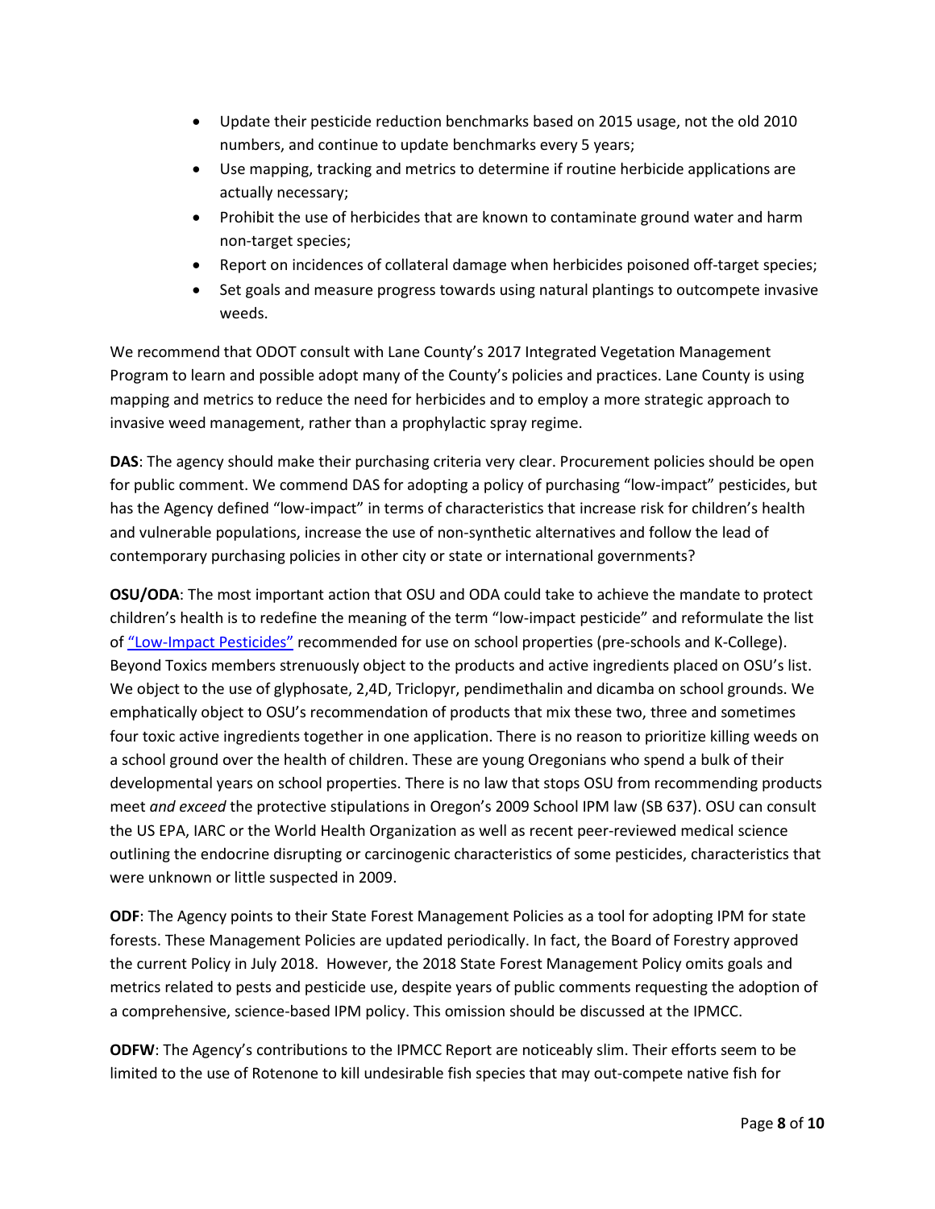- Update their pesticide reduction benchmarks based on 2015 usage, not the old 2010 numbers, and continue to update benchmarks every 5 years;
- Use mapping, tracking and metrics to determine if routine herbicide applications are actually necessary;
- Prohibit the use of herbicides that are known to contaminate ground water and harm non-target species;
- Report on incidences of collateral damage when herbicides poisoned off-target species;
- Set goals and measure progress towards using natural plantings to outcompete invasive weeds.

We recommend that ODOT consult with Lane County's 2017 Integrated Vegetation Management Program to learn and possible adopt many of the County's policies and practices. Lane County is using mapping and metrics to reduce the need for herbicides and to employ a more strategic approach to invasive weed management, rather than a prophylactic spray regime.

**DAS**: The agency should make their purchasing criteria very clear. Procurement policies should be open for public comment. We commend DAS for adopting a policy of purchasing "low-impact" pesticides, but has the Agency defined "low-impact" in terms of characteristics that increase risk for children's health and vulnerable populations, increase the use of non-synthetic alternatives and follow the lead of contemporary purchasing policies in other city or state or international governments?

**OSU/ODA**: The most important action that OSU and ODA could take to achieve the mandate to protect children's health is to redefine the meaning of the term "low-impact pesticide" and reformulate the list of "Low-Impact Pesticides" recommended for use on school properties (pre-schools and K-College). Beyond Toxics members strenuously object to the products and active ingredients placed on OSU's list. We object to the use of glyphosate, 2,4D, Triclopyr, pendimethalin and dicamba on school grounds. We emphatically object to OSU's recommendation of products that mix these two, three and sometimes four toxic active ingredients together in one application. There is no reason to prioritize killing weeds on a school ground over the health of children. These are young Oregonians who spend a bulk of their developmental years on school properties. There is no law that stops OSU from recommending products meet *and exceed* the protective stipulations in Oregon's 2009 School IPM law (SB 637). OSU can consult the US EPA, IARC or the World Health Organization as well as recent peer-reviewed medical science outlining the endocrine disrupting or carcinogenic characteristics of some pesticides, characteristics that were unknown or little suspected in 2009.

**ODF**: The Agency points to their State Forest Management Policies as a tool for adopting IPM for state forests. These Management Policies are updated periodically. In fact, the Board of Forestry approved the current Policy in July 2018. However, the 2018 State Forest Management Policy omits goals and metrics related to pests and pesticide use, despite years of public comments requesting the adoption of a comprehensive, science-based IPM policy. This omission should be discussed at the IPMCC.

**ODFW**: The Agency's contributions to the IPMCC Report are noticeably slim. Their efforts seem to be limited to the use of Rotenone to kill undesirable fish species that may out-compete native fish for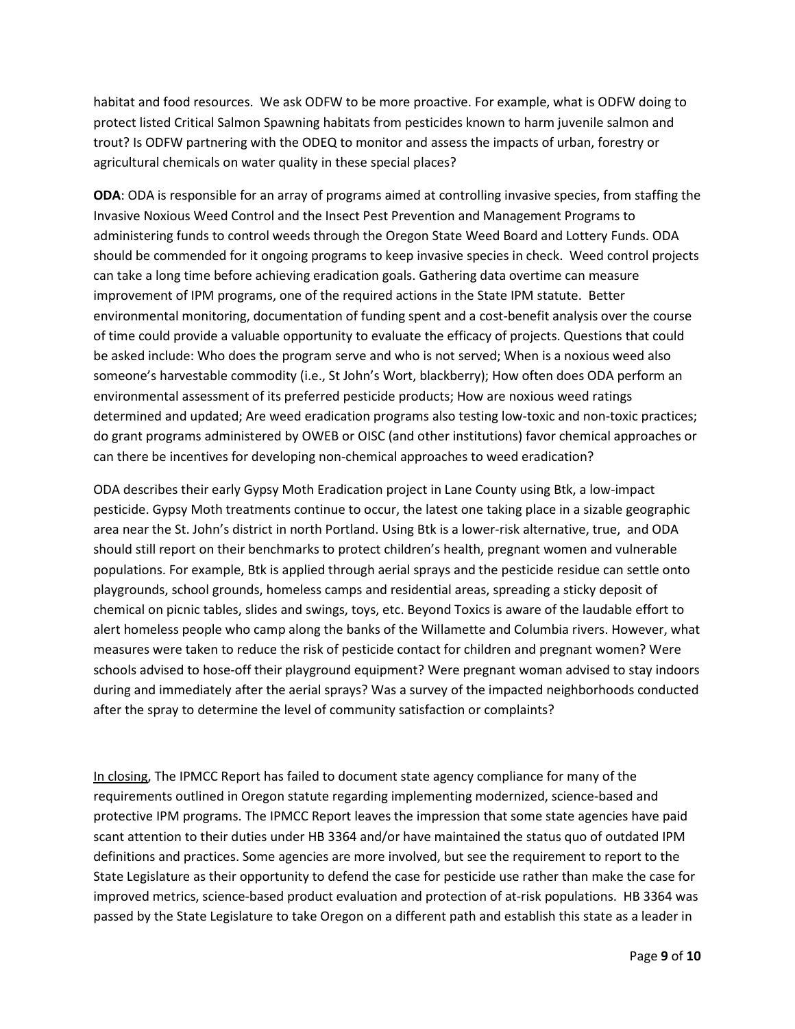habitat and food resources. We ask ODFW to be more proactive. For example, what is ODFW doing to protect listed Critical Salmon Spawning habitats from pesticides known to harm juvenile salmon and trout? Is ODFW partnering with the ODEQ to monitor and assess the impacts of urban, forestry or agricultural chemicals on water quality in these special places?

**ODA**: ODA is responsible for an array of programs aimed at controlling invasive species, from staffing the Invasive Noxious Weed Control and the Insect Pest Prevention and Management Programs to administering funds to control weeds through the Oregon State Weed Board and Lottery Funds. ODA should be commended for it ongoing programs to keep invasive species in check. Weed control projects can take a long time before achieving eradication goals. Gathering data overtime can measure improvement of IPM programs, one of the required actions in the State IPM statute. Better environmental monitoring, documentation of funding spent and a cost-benefit analysis over the course of time could provide a valuable opportunity to evaluate the efficacy of projects. Questions that could be asked include: Who does the program serve and who is not served; When is a noxious weed also someone's harvestable commodity (i.e., St John's Wort, blackberry); How often does ODA perform an environmental assessment of its preferred pesticide products; How are noxious weed ratings determined and updated; Are weed eradication programs also testing low-toxic and non-toxic practices; do grant programs administered by OWEB or OISC (and other institutions) favor chemical approaches or can there be incentives for developing non-chemical approaches to weed eradication?

ODA describes their early Gypsy Moth Eradication project in Lane County using Btk, a low-impact pesticide. Gypsy Moth treatments continue to occur, the latest one taking place in a sizable geographic area near the St. John's district in north Portland. Using Btk is a lower-risk alternative, true, and ODA should still report on their benchmarks to protect children's health, pregnant women and vulnerable populations. For example, Btk is applied through aerial sprays and the pesticide residue can settle onto playgrounds, school grounds, homeless camps and residential areas, spreading a sticky deposit of chemical on picnic tables, slides and swings, toys, etc. Beyond Toxics is aware of the laudable effort to alert homeless people who camp along the banks of the Willamette and Columbia rivers. However, what measures were taken to reduce the risk of pesticide contact for children and pregnant women? Were schools advised to hose-off their playground equipment? Were pregnant woman advised to stay indoors during and immediately after the aerial sprays? Was a survey of the impacted neighborhoods conducted after the spray to determine the level of community satisfaction or complaints?

<u>In closing</u>, The IPMCC Report has failed to document state agency compliance for many of the requirements outlined in Oregon statute regarding implementing modernized, science-based and protective IPM programs. The IPMCC Report leaves the impression that some state agencies have paid scant attention to their duties under HB 3364 and/or have maintained the status quo of outdated IPM definitions and practices. Some agencies are more involved, but see the requirement to report to the State Legislature as their opportunity to defend the case for pesticide use rather than make the case for improved metrics, science-based product evaluation and protection of at-risk populations. HB 3364 was passed by the State Legislature to take Oregon on a different path and establish this state as a leader in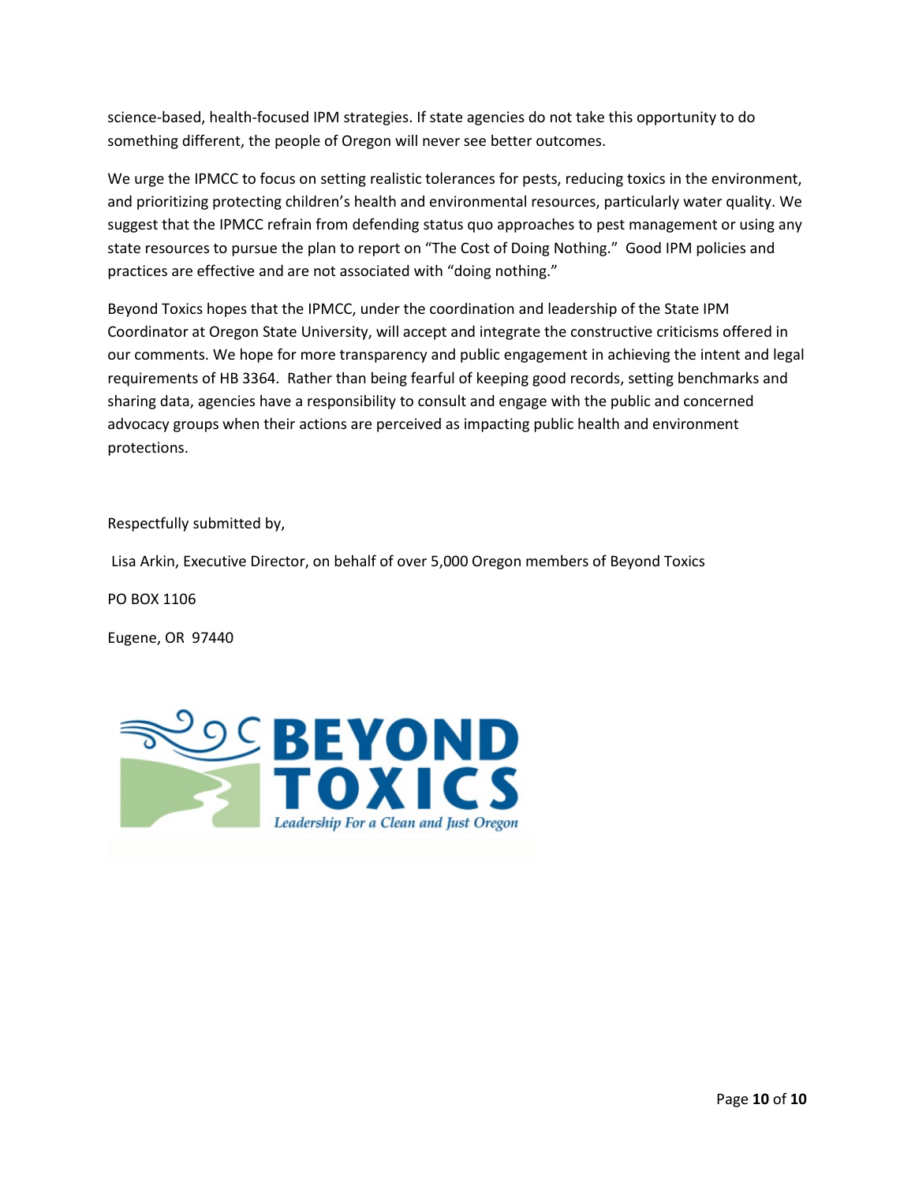science-based, health-focused IPM strategies. If state agencies do not take this opportunity to do something different, the people of Oregon will never see better outcomes.

We urge the IPMCC to focus on setting realistic tolerances for pests, reducing toxics in the environment, and prioritizing protecting children's health and environmental resources, particularly water quality. We suggest that the IPMCC refrain from defending status quo approaches to pest management or using any state resources to pursue the plan to report on "The Cost of Doing Nothing." Good IPM policies and practices are effective and are not associated with "doing nothing."

Beyond Toxics hopes that the IPMCC, under the coordination and leadership of the State IPM Coordinator at Oregon State University, will accept and integrate the constructive criticisms offered in our comments. We hope for more transparency and public engagement in achieving the intent and legal requirements of HB 3364. Rather than being fearful of keeping good records, setting benchmarks and sharing data, agencies have a responsibility to consult and engage with the public and concerned advocacy groups when their actions are perceived as impacting public health and environment protections.

Respectfully submitted by,

Lisa Arkin, Executive Director, on behalf of over 5,000 Oregon members of Beyond Toxics

PO BOX 1106

Eugene, OR 97440

BEYOND TOXICS

*Leadership For a Clean and Just Oregon*